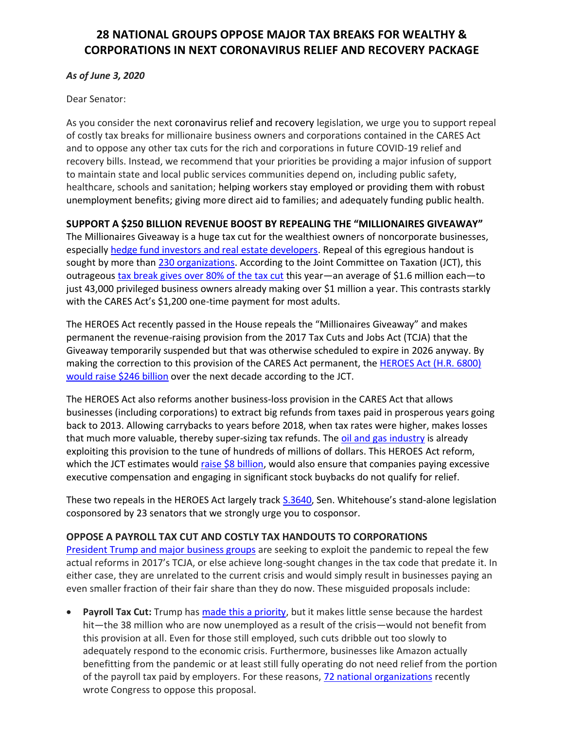# 28 NATIONAL GROUPS OPPOSE MAJOR TAX BREAKS FOR WEALTHY & CORPORATIONS IN NEXT CORONAVIRUS RELIEF AND RECOVERY PACKAGE

***As of June 3, 2020***

Dear Senator:

As you consider the next coronavirus relief and recovery legislation, we urge you to support repeal of costly tax breaks for millionaire business owners and corporations contained in the CARES Act and to oppose any other tax cuts for the rich and corporations in future COVID-19 relief and recovery bills. Instead, we recommend that your priorities be providing a major infusion of support to maintain state and local public services communities depend on, including public safety, healthcare, schools and sanitation; helping workers stay employed or providing them with robust unemployment benefits; giving more direct aid to families; and adequately funding public health.

## SUPPORT A $250 BILLION REVENUE BOOST BY REPEALING THE "MILLIONAIRES GIVEAWAY"

The Millionaires Giveaway is a huge tax cut for the wealthiest owners of noncorporate businesses, especially hedge fund investors and real estate developers. Repeal of this egregious handout is sought by more than 230 organizations. According to the Joint Committee on Taxation (JCT), this outrageous tax break gives over 80% of the tax cut this year—an average of $1.6 million each—to just 43,000 privileged business owners already making over $1 million a year. This contrasts starkly with the CARES Act's $1,200 one-time payment for most adults.

The HEROES Act recently passed in the House repeals the "Millionaires Giveaway" and makes permanent the revenue-raising provision from the 2017 Tax Cuts and Jobs Act (TCJA) that the Giveaway temporarily suspended but that was otherwise scheduled to expire in 2026 anyway. By making the correction to this provision of the CARES Act permanent, the HEROES Act (H.R. 6800) would raise $246 billion over the next decade according to the JCT.

The HEROES Act also reforms another business-loss provision in the CARES Act that allows businesses (including corporations) to extract big refunds from taxes paid in prosperous years going back to 2013. Allowing carrybacks to years before 2018, when tax rates were higher, makes losses that much more valuable, thereby super-sizing tax refunds. The oil and gas industry is already exploiting this provision to the tune of hundreds of millions of dollars. This HEROES Act reform, which the JCT estimates would raise $8 billion, would also ensure that companies paying excessive executive compensation and engaging in significant stock buybacks do not qualify for relief.

These two repeals in the HEROES Act largely track S.3640, Sen. Whitehouse's stand-alone legislation cosponsored by 23 senators that we strongly urge you to cosponsor.

## OPPOSE A PAYROLL TAX CUT AND COSTLY TAX HANDOUTS TO CORPORATIONS

President Trump and major business groups are seeking to exploit the pandemic to repeal the few actual reforms in 2017's TCJA, or else achieve long-sought changes in the tax code that predate it. In either case, they are unrelated to the current crisis and would simply result in businesses paying an even smaller fraction of their fair share than they do now. These misguided proposals include:

- **Payroll Tax Cut:** Trump has made this a priority, but it makes little sense because the hardest hit—the 38 million who are now unemployed as a result of the crisis—would not benefit from this provision at all. Even for those still employed, such cuts dribble out too slowly to adequately respond to the economic crisis. Furthermore, businesses like Amazon actually benefitting from the pandemic or at least still fully operating do not need relief from the portion of the payroll tax paid by employers. For these reasons, 72 national organizations recently wrote Congress to oppose this proposal.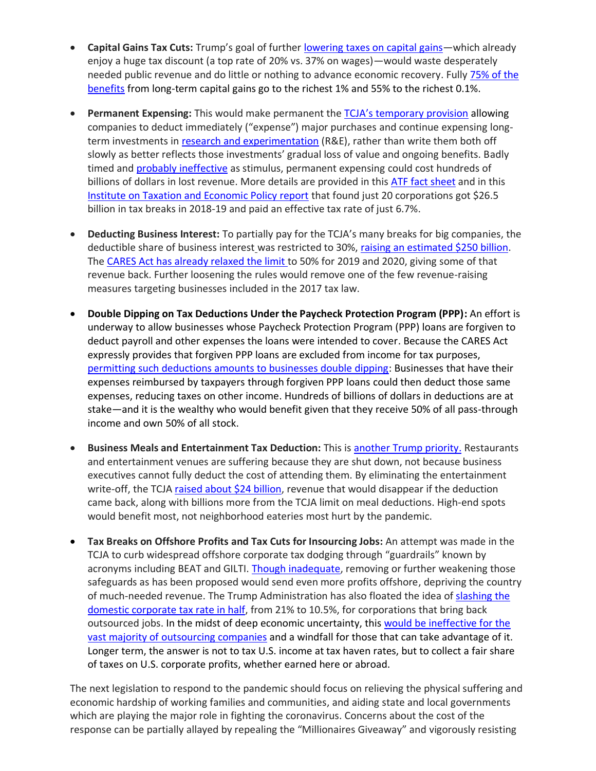- **Capital Gains Tax Cuts:** Trump's goal of further lowering taxes on capital gains—which already enjoy a huge tax discount (a top rate of 20% vs. 37% on wages)—would waste desperately needed public revenue and do little or nothing to advance economic recovery. Fully 75% of the benefits from long-term capital gains go to the richest 1% and 55% to the richest 0.1%.

- **Permanent Expensing:** This would make permanent the TCJA's temporary provision allowing companies to deduct immediately ("expense") major purchases and continue expensing long-term investments in research and experimentation (R&E), rather than write them both off slowly as better reflects those investments' gradual loss of value and ongoing benefits. Badly timed and probably ineffective as stimulus, permanent expensing could cost hundreds of billions of dollars in lost revenue. More details are provided in this ATF fact sheet and in this Institute on Taxation and Economic Policy report that found just 20 corporations got $26.5 billion in tax breaks in 2018-19 and paid an effective tax rate of just 6.7%.

- **Deducting Business Interest:** To partially pay for the TCJA's many breaks for big companies, the deductible share of business interest was restricted to 30%, raising an estimated $250 billion. The CARES Act has already relaxed the limit to 50% for 2019 and 2020, giving some of that revenue back. Further loosening the rules would remove one of the few revenue-raising measures targeting businesses included in the 2017 tax law.

- **Double Dipping on Tax Deductions Under the Paycheck Protection Program (PPP):** An effort is underway to allow businesses whose Paycheck Protection Program (PPP) loans are forgiven to deduct payroll and other expenses the loans were intended to cover. Because the CARES Act expressly provides that forgiven PPP loans are excluded from income for tax purposes, permitting such deductions amounts to businesses double dipping: Businesses that have their expenses reimbursed by taxpayers through forgiven PPP loans could then deduct those same expenses, reducing taxes on other income. Hundreds of billions of dollars in deductions are at stake—and it is the wealthy who would benefit given that they receive 50% of all pass-through income and own 50% of all stock.

- **Business Meals and Entertainment Tax Deduction:** This is another Trump priority. Restaurants and entertainment venues are suffering because they are shut down, not because business executives cannot fully deduct the cost of attending them. By eliminating the entertainment write-off, the TCJA raised about $24 billion, revenue that would disappear if the deduction came back, along with billions more from the TCJA limit on meal deductions. High-end spots would benefit most, not neighborhood eateries most hurt by the pandemic.

- **Tax Breaks on Offshore Profits and Tax Cuts for Insourcing Jobs:** An attempt was made in the TCJA to curb widespread offshore corporate tax dodging through "guardrails" known by acronyms including BEAT and GILTI. Though inadequate, removing or further weakening those safeguards as has been proposed would send even more profits offshore, depriving the country of much-needed revenue. The Trump Administration has also floated the idea of slashing the domestic corporate tax rate in half, from 21% to 10.5%, for corporations that bring back outsourced jobs. In the midst of deep economic uncertainty, this would be ineffective for the vast majority of outsourcing companies and a windfall for those that can take advantage of it. Longer term, the answer is not to tax U.S. income at tax haven rates, but to collect a fair share of taxes on U.S. corporate profits, whether earned here or abroad.

The next legislation to respond to the pandemic should focus on relieving the physical suffering and economic hardship of working families and communities, and aiding state and local governments which are playing the major role in fighting the coronavirus. Concerns about the cost of the response can be partially allayed by repealing the "Millionaires Giveaway" and vigorously resisting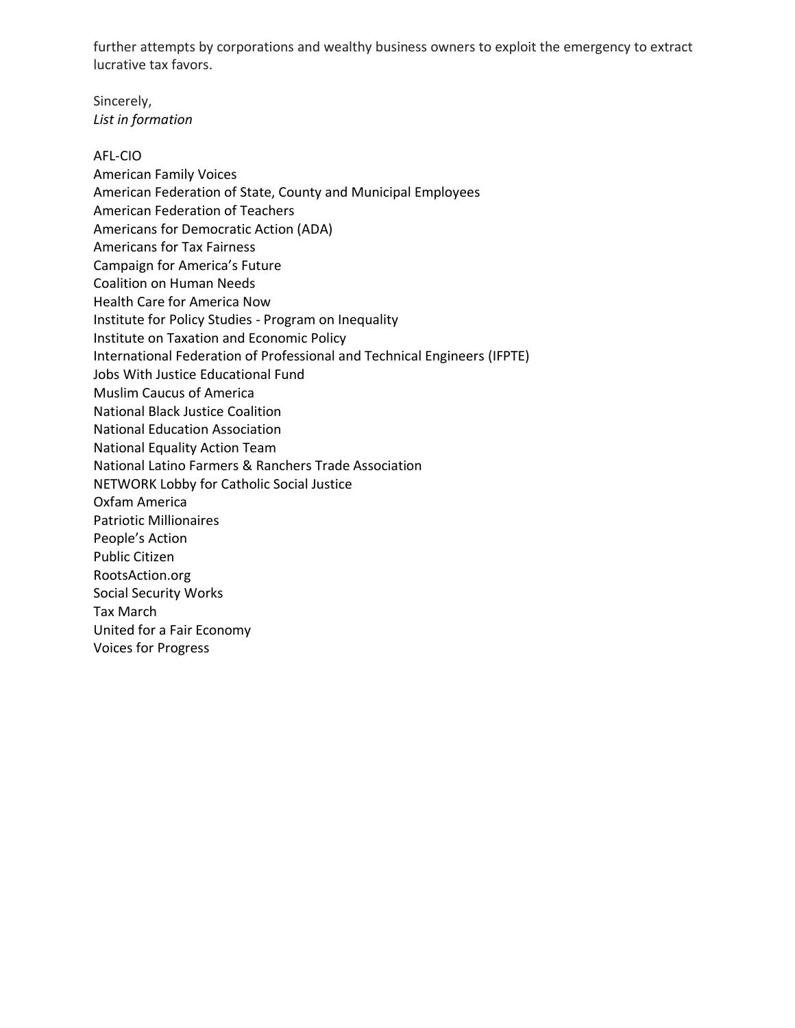further attempts by corporations and wealthy business owners to exploit the emergency to extract lucrative tax favors.

Sincerely,
*List in formation*

AFL-CIO
American Family Voices
American Federation of State, County and Municipal Employees
American Federation of Teachers
Americans for Democratic Action (ADA)
Americans for Tax Fairness
Campaign for America's Future
Coalition on Human Needs
Health Care for America Now
Institute for Policy Studies - Program on Inequality
Institute on Taxation and Economic Policy
International Federation of Professional and Technical Engineers (IFPTE)
Jobs With Justice Educational Fund
Muslim Caucus of America
National Black Justice Coalition
National Education Association
National Equality Action Team
National Latino Farmers & Ranchers Trade Association
NETWORK Lobby for Catholic Social Justice
Oxfam America
Patriotic Millionaires
People's Action
Public Citizen
RootsAction.org
Social Security Works
Tax March
United for a Fair Economy
Voices for Progress